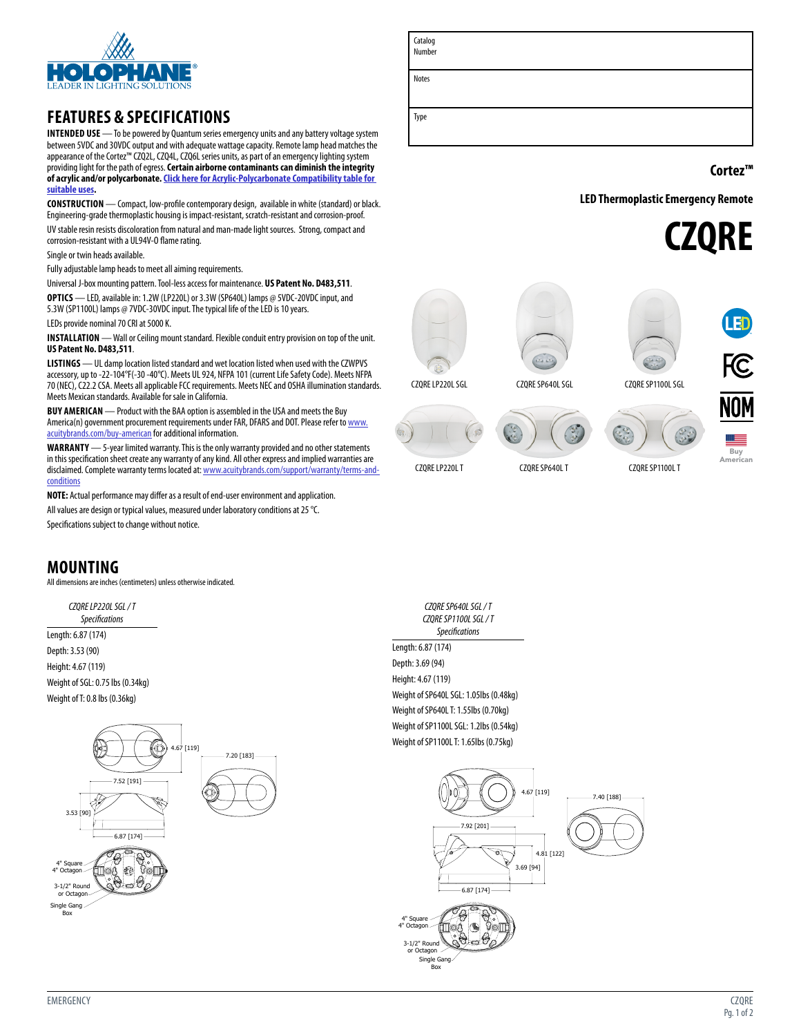Catalog Number

Notes

Type

**Cortez™**

**LED Thermoplastic Emergency Remote**

# CZQRE

## FEATURES & SPECIFICATIONS

**INTENDED USE** — To be powered by Quantum series emergency units and any battery voltage system between 5VDC and 30VDC output and with adequate wattage capacity. Remote lamp head matches the appearance of the Cortez™ CZQ2L, CZQ4L, CZQ6L series units, as part of an emergency lighting system providing light for the path of egress. **Certain airborne contaminants can diminish the integrity of acrylic and/or polycarbonate. Click here for Acrylic-Polycarbonate Compatibility table for suitable uses.**

**CONSTRUCTION** — Compact, low-profile contemporary design, available in white (standard) or black. Engineering-grade thermoplastic housing is impact-resistant, scratch-resistant and corrosion-proof.

UV stable resin resists discoloration from natural and man-made light sources. Strong, compact and corrosion-resistant with a UL94V-0 flame rating.

Single or twin heads available.

Fully adjustable lamp heads to meet all aiming requirements.

Universal J-box mounting pattern. Tool-less access for maintenance. **US Patent No. D483,511**.

**OPTICS** — LED, available in: 1.2W (LP220L) or 3.3W (SP640L) lamps @ 5VDC-20VDC input, and 5.3W (SP1100L) lamps @ 7VDC-30VDC input. The typical life of the LED is 10 years.

LEDs provide nominal 70 CRI at 5000 K.

**INSTALLATION** — Wall or Ceiling mount standard. Flexible conduit entry provision on top of the unit. **US Patent No. D483,511**.

**LISTINGS** — UL damp location listed standard and wet location listed when used with the CZWPVS accessory, up to -22-104°F(-30 -40°C). Meets UL 924, NFPA 101 (current Life Safety Code). Meets NFPA 70 (NEC), C22.2 CSA. Meets all applicable FCC requirements. Meets NEC and OSHA illumination standards. Meets Mexican standards. Available for sale in California.

**BUY AMERICAN** — Product with the BAA option is assembled in the USA and meets the Buy America(n) government procurement requirements under FAR, DFARS and DOT. Please refer to www.acuitybrands.com/buy-american for additional information.

**WARRANTY** — 5-year limited warranty. This is the only warranty provided and no other statements in this specification sheet create any warranty of any kind. All other express and implied warranties are disclaimed. Complete warranty terms located at: www.acuitybrands.com/support/warranty/terms-and-conditions

**NOTE:** Actual performance may differ as a result of end-user environment and application.

All values are design or typical values, measured under laboratory conditions at 25 °C.

Specifications subject to change without notice.

CZQRE LP220L SGL

CZQRE SP640L SGL

CZQRE SP1100L SGL

CZQRE LP220L T

CZQRE SP640L T

CZQRE SP1100L T

## MOUNTING

All dimensions are inches (centimeters) unless otherwise indicated.

*CZQRE LP220L SGL / T*
*Specifications*

Length: 6.87 (174)

Depth: 3.53 (90)

Height: 4.67 (119)

Weight of SGL: 0.75 lbs (0.34kg)

Weight of T: 0.8 lbs (0.36kg)

4.67 [119]
7.20 [183]
7.52 [191]
3.53 [90]
6.87 [174]
4" Square
4" Octagon
3-1/2" Round or Octagon
Single Gang Box

*CZQRE SP640L SGL / T*
*CZQRE SP1100L SGL / T*
*Specifications*

Length: 6.87 (174)

Depth: 3.69 (94)

Height: 4.67 (119)

Weight of SP640L SGL: 1.05lbs (0.48kg)

Weight of SP640L T: 1.55lbs (0.70kg)

Weight of SP1100L SGL: 1.2lbs (0.54kg)

Weight of SP1100L T: 1.65lbs (0.75kg)

4.67 [119]
7.40 [188]
7.92 [201]
4.81 [122]
3.69 [94]
6.87 [174]
4" Square
4" Octagon
3-1/2" Round or Octagon
Single Gang Box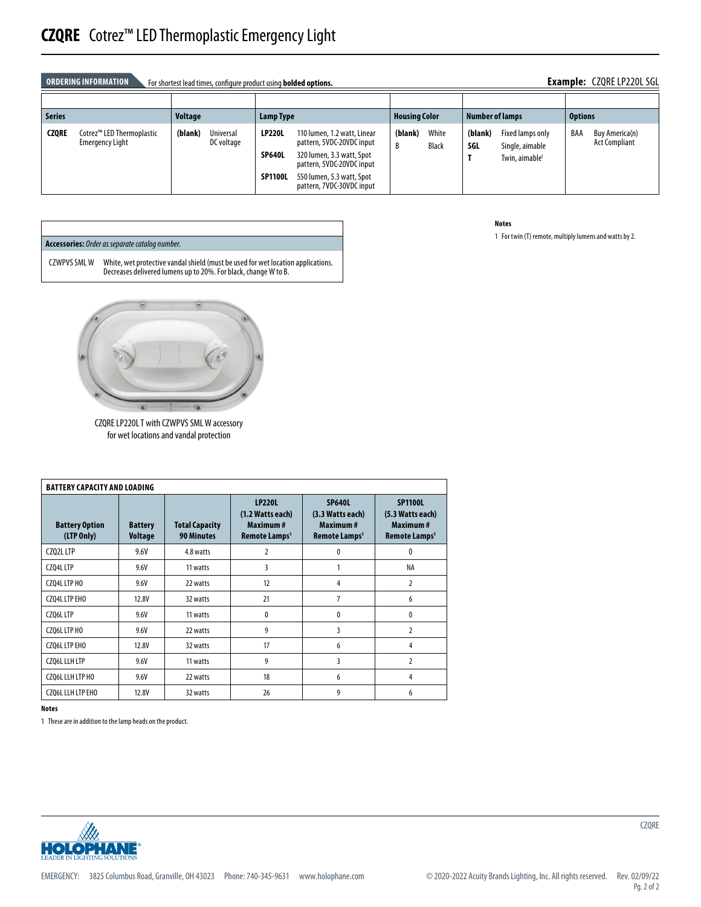# CZQRE Cotrez™ LED Thermoplastic Emergency Light

**ORDERING INFORMATION** For shortest lead times, configure product using **bolded options.**

**Example:** CZQRE LP220L SGL

| Series | | Voltage | | Lamp Type | | Housing Color | | Number of lamps | | Options | |
|---|---|---|---|---|---|---|---|---|---|---|---|
| **CZQRE** | Cotrez™ LED Thermoplastic Emergency Light | **(blank)** | Universal DC voltage | **LP220L** | 110 lumen, 1.2 watt, Linear pattern, 5VDC-20VDC input | **(blank)** | White | **(blank)** | Fixed lamps only | BAA | Buy America(n) Act Compliant |
| | | | | **SP640L** | 320 lumen, 3.3 watt, Spot pattern, 5VDC-20VDC input | B | Black | **SGL** | Single, aimable | | |
| | | | | **SP1100L** | 550 lumen, 5.3 watt, Spot pattern, 7VDC-30VDC input | | | **T** | Twin, aimable[1] | | |

| Accessories: *Order as separate catalog number.* | |
|---|---|
| CZWPVS SML W | White, wet protective vandal shield (must be used for wet location applications. Decreases delivered lumens up to 20%. For black, change W to B. |

**Notes**

1 For twin (T) remote, multiply lumens and watts by 2.

CZQRE LP220L T with CZWPVS SML W accessory for wet locations and vandal protection

**BATTERY CAPACITY AND LOADING**

| Battery Option (LTP Only) | Battery Voltage | Total Capacity 90 Minutes | LP220L (1.2 Watts each) Maximum # Remote Lamps[1] | SP640L (3.3 Watts each) Maximum # Remote Lamps[1] | SP1100L (5.3 Watts each) Maximum # Remote Lamps[1] |
|---|---|---|---|---|---|
| CZQ2L LTP | 9.6V | 4.8 watts | 2 | 0 | 0 |
| CZQ4L LTP | 9.6V | 11 watts | 3 | 1 | NA |
| CZQ4L LTP HO | 9.6V | 22 watts | 12 | 4 | 2 |
| CZQ4L LTP EHO | 12.8V | 32 watts | 21 | 7 | 6 |
| CZQ6L LTP | 9.6V | 11 watts | 0 | 0 | 0 |
| CZQ6L LTP HO | 9.6V | 22 watts | 9 | 3 | 2 |
| CZQ6L LTP EHO | 12.8V | 32 watts | 17 | 6 | 4 |
| CZQ6L LLH LTP | 9.6V | 11 watts | 9 | 3 | 2 |
| CZQ6L LLH LTP HO | 9.6V | 22 watts | 18 | 6 | 4 |
| CZQ6L LLH LTP EHO | 12.8V | 32 watts | 26 | 9 | 6 |

**Notes**

1 These are in addition to the lamp heads on the product.

EMERGENCY: 3825 Columbus Road, Granville, OH 43023 Phone: 740-345-9631 www.holophane.com

© 2020-2022 Acuity Brands Lighting, Inc. All rights reserved. Rev. 02/09/22